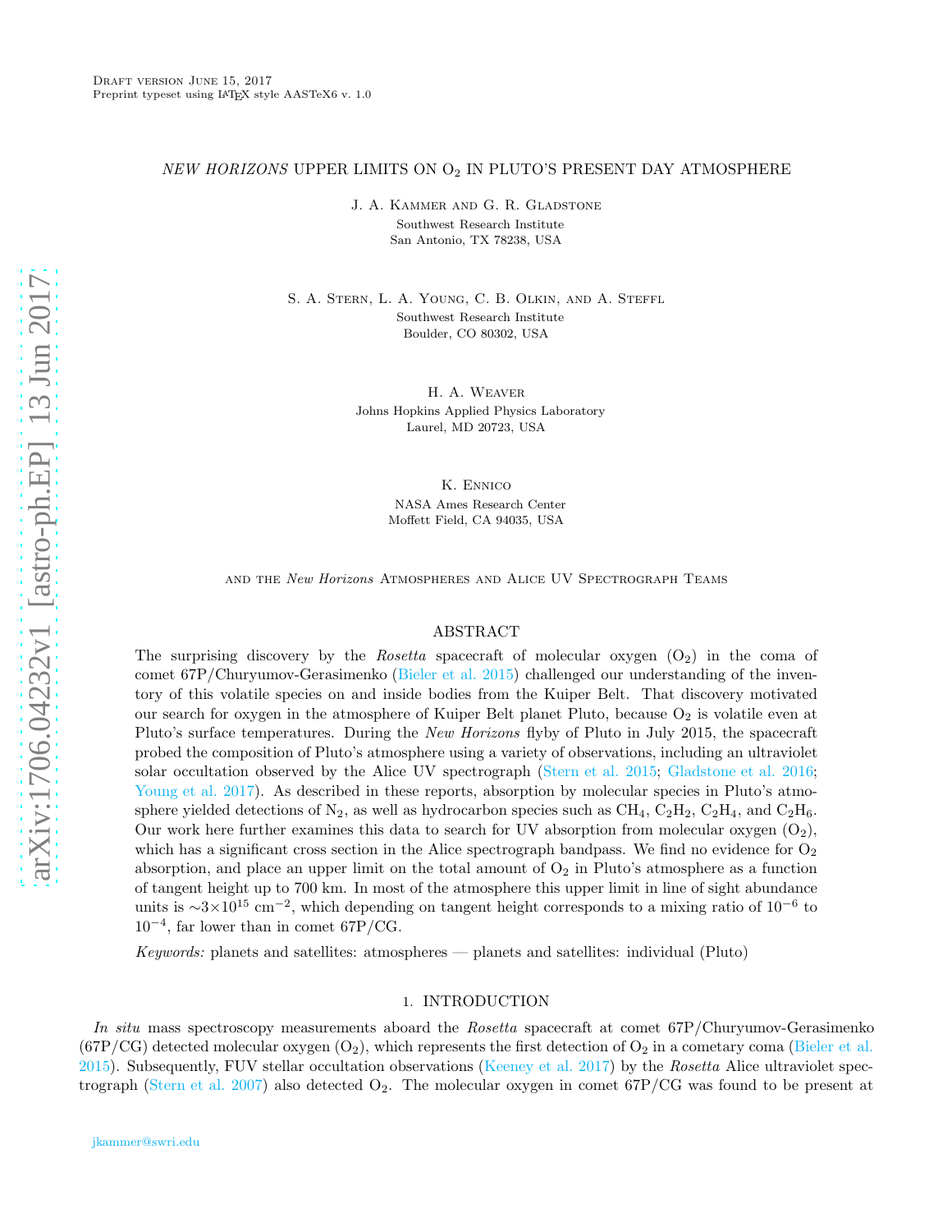Draft version June 15, 2017
Preprint typeset using LaTeX style AASTeX6 v. 1.0

# *NEW HORIZONS* UPPER LIMITS ON $O_2$ IN PLUTO'S PRESENT DAY ATMOSPHERE

J. A. Kammer and G. R. Gladstone
Southwest Research Institute
San Antonio, TX 78238, USA

S. A. Stern, L. A. Young, C. B. Olkin, and A. Steffl
Southwest Research Institute
Boulder, CO 80302, USA

H. A. Weaver
Johns Hopkins Applied Physics Laboratory
Laurel, MD 20723, USA

K. Ennico
NASA Ames Research Center
Moffett Field, CA 94035, USA

and the *New Horizons* Atmospheres and Alice UV Spectrograph Teams

## ABSTRACT

The surprising discovery by the *Rosetta* spacecraft of molecular oxygen ($O_2$) in the coma of comet 67P/Churyumov-Gerasimenko (Bieler et al. 2015) challenged our understanding of the inventory of this volatile species on and inside bodies from the Kuiper Belt. That discovery motivated our search for oxygen in the atmosphere of Kuiper Belt planet Pluto, because $O_2$ is volatile even at Pluto's surface temperatures. During the *New Horizons* flyby of Pluto in July 2015, the spacecraft probed the composition of Pluto's atmosphere using a variety of observations, including an ultraviolet solar occultation observed by the Alice UV spectrograph (Stern et al. 2015; Gladstone et al. 2016; Young et al. 2017). As described in these reports, absorption by molecular species in Pluto's atmosphere yielded detections of $N_2$, as well as hydrocarbon species such as $CH_4$, $C_2H_2$, $C_2H_4$, and $C_2H_6$. Our work here further examines this data to search for UV absorption from molecular oxygen ($O_2$), which has a significant cross section in the Alice spectrograph bandpass. We find no evidence for $O_2$ absorption, and place an upper limit on the total amount of $O_2$ in Pluto's atmosphere as a function of tangent height up to 700 km. In most of the atmosphere this upper limit in line of sight abundance units is $\sim 3\times10^{15}$ cm$^{-2}$, which depending on tangent height corresponds to a mixing ratio of $10^{-6}$ to $10^{-4}$, far lower than in comet 67P/CG.

*Keywords:* planets and satellites: atmospheres — planets and satellites: individual (Pluto)

## 1. INTRODUCTION

*In situ* mass spectroscopy measurements aboard the *Rosetta* spacecraft at comet 67P/Churyumov-Gerasimenko (67P/CG) detected molecular oxygen ($O_2$), which represents the first detection of $O_2$ in a cometary coma (Bieler et al. 2015). Subsequently, FUV stellar occultation observations (Keeney et al. 2017) by the *Rosetta* Alice ultraviolet spectrograph (Stern et al. 2007) also detected $O_2$. The molecular oxygen in comet 67P/CG was found to be present at

jkammer@swri.edu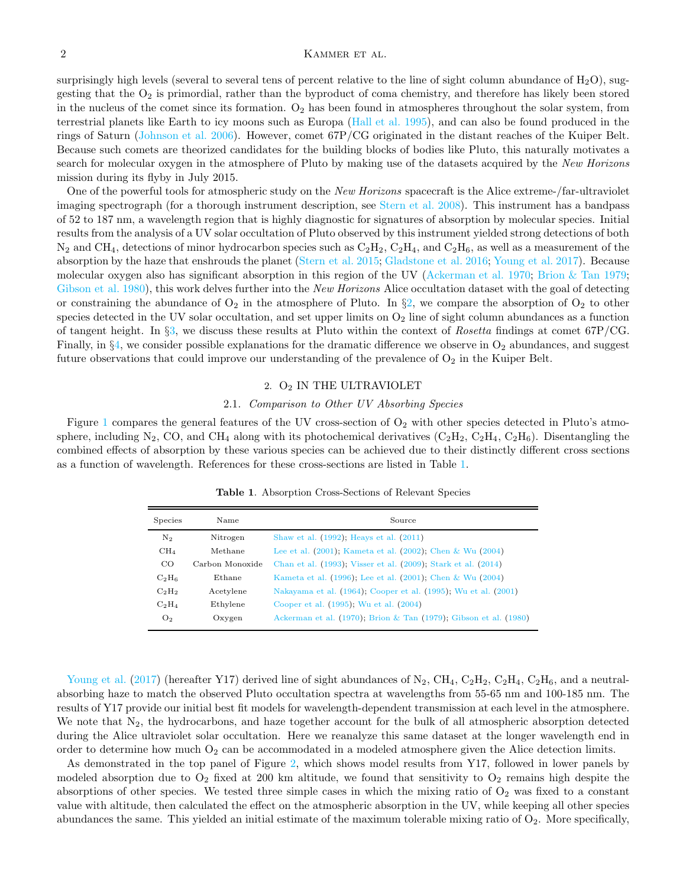surprisingly high levels (several to several tens of percent relative to the line of sight column abundance of $H_2O$), suggesting that the $O_2$ is primordial, rather than the byproduct of coma chemistry, and therefore has likely been stored in the nucleus of the comet since its formation. $O_2$ has been found in atmospheres throughout the solar system, from terrestrial planets like Earth to icy moons such as Europa (Hall et al. 1995), and can also be found produced in the rings of Saturn (Johnson et al. 2006). However, comet 67P/CG originated in the distant reaches of the Kuiper Belt. Because such comets are theorized candidates for the building blocks of bodies like Pluto, this naturally motivates a search for molecular oxygen in the atmosphere of Pluto by making use of the datasets acquired by the *New Horizons* mission during its flyby in July 2015.

One of the powerful tools for atmospheric study on the *New Horizons* spacecraft is the Alice extreme-/far-ultraviolet imaging spectrograph (for a thorough instrument description, see Stern et al. 2008). This instrument has a bandpass of 52 to 187 nm, a wavelength region that is highly diagnostic for signatures of absorption by molecular species. Initial results from the analysis of a UV solar occultation of Pluto observed by this instrument yielded strong detections of both $N_2$ and $CH_4$, detections of minor hydrocarbon species such as $C_2H_2$, $C_2H_4$, and $C_2H_6$, as well as a measurement of the absorption by the haze that enshrouds the planet (Stern et al. 2015; Gladstone et al. 2016; Young et al. 2017). Because molecular oxygen also has significant absorption in this region of the UV (Ackerman et al. 1970; Brion & Tan 1979; Gibson et al. 1980), this work delves further into the *New Horizons* Alice occultation dataset with the goal of detecting or constraining the abundance of $O_2$ in the atmosphere of Pluto. In §2, we compare the absorption of $O_2$ to other species detected in the UV solar occultation, and set upper limits on $O_2$ line of sight column abundances as a function of tangent height. In §3, we discuss these results at Pluto within the context of *Rosetta* findings at comet 67P/CG. Finally, in §4, we consider possible explanations for the dramatic difference we observe in $O_2$ abundances, and suggest future observations that could improve our understanding of the prevalence of $O_2$ in the Kuiper Belt.

## 2. $O_2$ IN THE ULTRAVIOLET

### 2.1. *Comparison to Other UV Absorbing Species*

Figure 1 compares the general features of the UV cross-section of $O_2$ with other species detected in Pluto's atmosphere, including $N_2$, CO, and $CH_4$ along with its photochemical derivatives ($C_2H_2$, $C_2H_4$, $C_2H_6$). Disentangling the combined effects of absorption by these various species can be achieved due to their distinctly different cross sections as a function of wavelength. References for these cross-sections are listed in Table 1.

**Table 1**. Absorption Cross-Sections of Relevant Species

| Species | Name | Source |
|---|---|---|
| $N_2$ | Nitrogen | Shaw et al. (1992); Heays et al. (2011) |
| $CH_4$ | Methane | Lee et al. (2001); Kameta et al. (2002); Chen & Wu (2004) |
| CO | Carbon Monoxide | Chan et al. (1993); Visser et al. (2009); Stark et al. (2014) |
| $C_2H_6$ | Ethane | Kameta et al. (1996); Lee et al. (2001); Chen & Wu (2004) |
| $C_2H_2$ | Acetylene | Nakayama et al. (1964); Cooper et al. (1995); Wu et al. (2001) |
| $C_2H_4$ | Ethylene | Cooper et al. (1995); Wu et al. (2004) |
| $O_2$ | Oxygen | Ackerman et al. (1970); Brion & Tan (1979); Gibson et al. (1980) |

Young et al. (2017) (hereafter Y17) derived line of sight abundances of $N_2$, $CH_4$, $C_2H_2$, $C_2H_4$, $C_2H_6$, and a neutral-absorbing haze to match the observed Pluto occultation spectra at wavelengths from 55-65 nm and 100-185 nm. The results of Y17 provide our initial best fit models for wavelength-dependent transmission at each level in the atmosphere. We note that $N_2$, the hydrocarbons, and haze together account for the bulk of all atmospheric absorption detected during the Alice ultraviolet solar occultation. Here we reanalyze this same dataset at the longer wavelength end in order to determine how much $O_2$ can be accommodated in a modeled atmosphere given the Alice detection limits.

As demonstrated in the top panel of Figure 2, which shows model results from Y17, followed in lower panels by modeled absorption due to $O_2$ fixed at 200 km altitude, we found that sensitivity to $O_2$ remains high despite the absorptions of other species. We tested three simple cases in which the mixing ratio of $O_2$ was fixed to a constant value with altitude, then calculated the effect on the atmospheric absorption in the UV, while keeping all other species abundances the same. This yielded an initial estimate of the maximum tolerable mixing ratio of $O_2$. More specifically,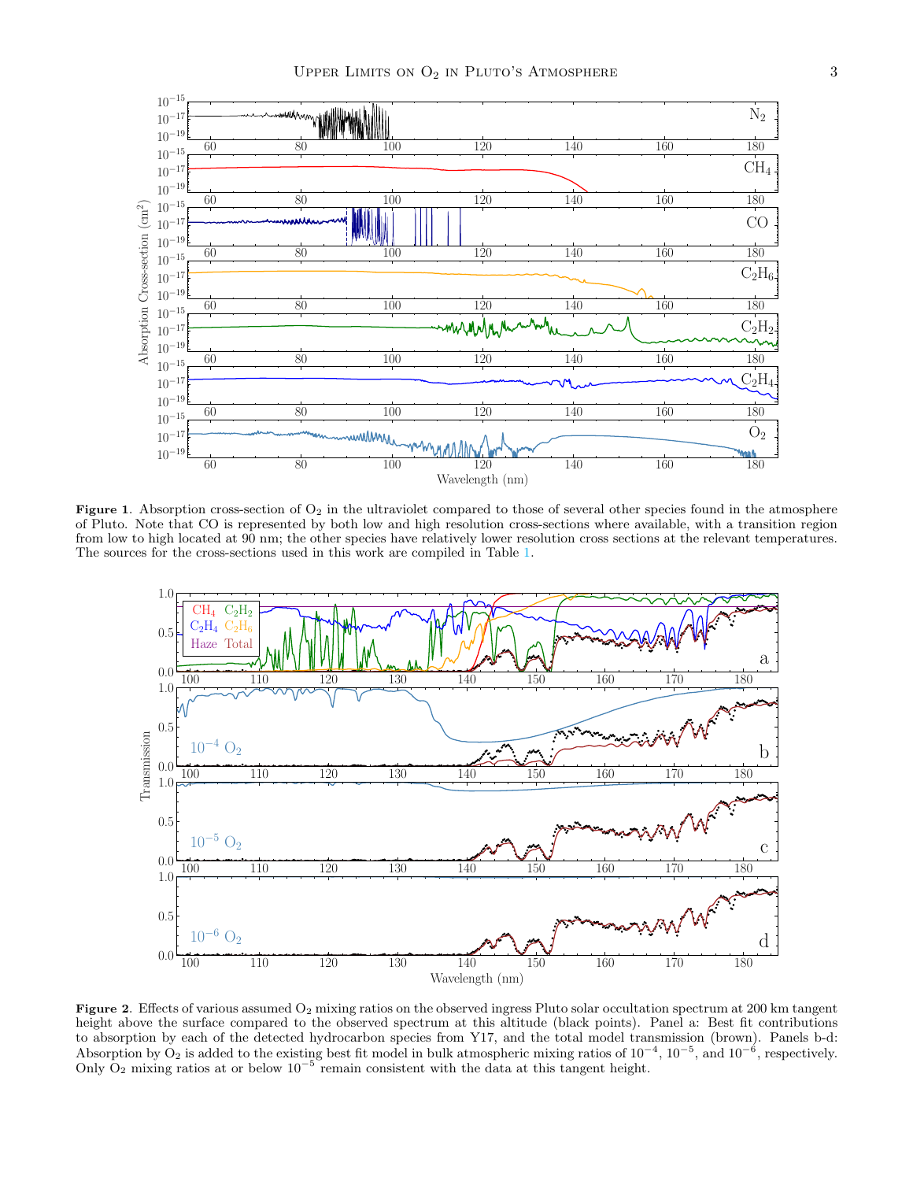**Figure 1**. Absorption cross-section of $O_2$ in the ultraviolet compared to those of several other species found in the atmosphere of Pluto. Note that CO is represented by both low and high resolution cross-sections where available, with a transition region from low to high located at 90 nm; the other species have relatively lower resolution cross sections at the relevant temperatures. The sources for the cross-sections used in this work are compiled in Table 1.

**Figure 2**. Effects of various assumed $O_2$ mixing ratios on the observed ingress Pluto solar occultation spectrum at 200 km tangent height above the surface compared to the observed spectrum at this altitude (black points). Panel a: Best fit contributions to absorption by each of the detected hydrocarbon species from Y17, and the total model transmission (brown). Panels b-d: Absorption by $O_2$ is added to the existing best fit model in bulk atmospheric mixing ratios of $10^{-4}$, $10^{-5}$, and $10^{-6}$, respectively. Only $O_2$ mixing ratios at or below $10^{-5}$ remain consistent with the data at this tangent height.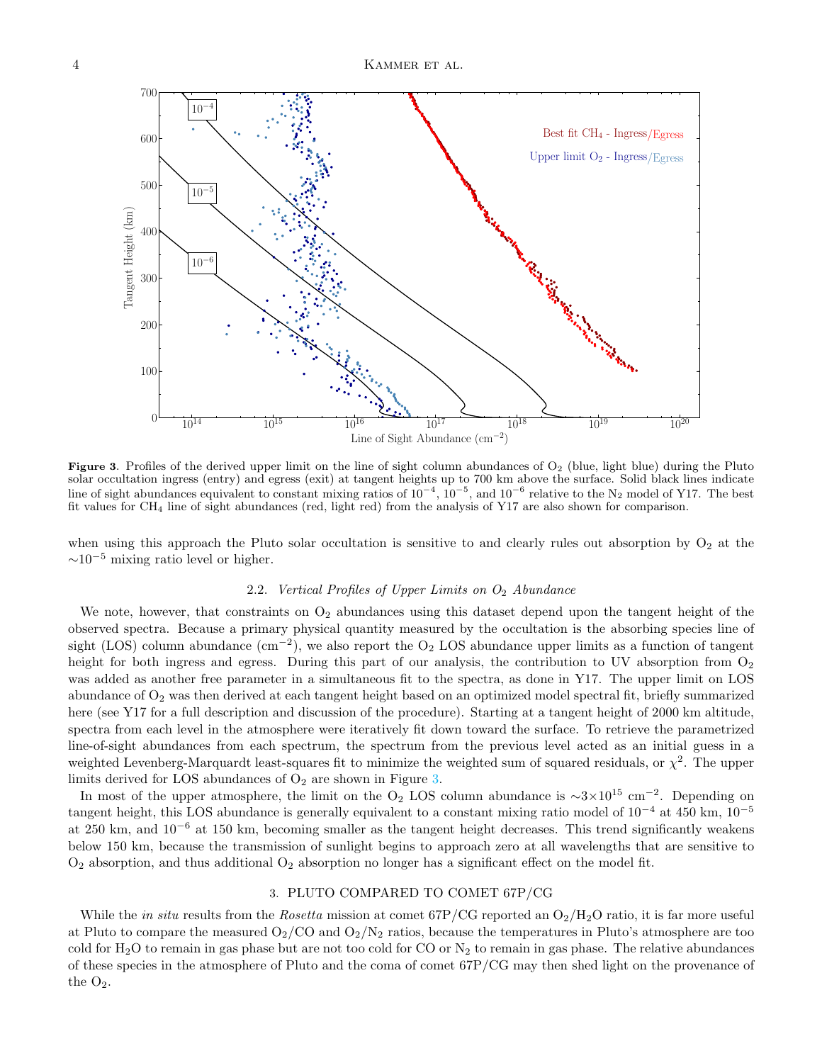**Figure 3**. Profiles of the derived upper limit on the line of sight column abundances of $O_2$ (blue, light blue) during the Pluto solar occultation ingress (entry) and egress (exit) at tangent heights up to 700 km above the surface. Solid black lines indicate line of sight abundances equivalent to constant mixing ratios of $10^{-4}$, $10^{-5}$, and $10^{-6}$ relative to the $N_2$ model of Y17. The best fit values for $CH_4$ line of sight abundances (red, light red) from the analysis of Y17 are also shown for comparison.

when using this approach the Pluto solar occultation is sensitive to and clearly rules out absorption by $O_2$ at the $\sim 10^{-5}$ mixing ratio level or higher.

### 2.2. *Vertical Profiles of Upper Limits on $O_2$ Abundance*

We note, however, that constraints on $O_2$ abundances using this dataset depend upon the tangent height of the observed spectra. Because a primary physical quantity measured by the occultation is the absorbing species line of sight (LOS) column abundance ($cm^{-2}$), we also report the $O_2$ LOS abundance upper limits as a function of tangent height for both ingress and egress. During this part of our analysis, the contribution to UV absorption from $O_2$ was added as another free parameter in a simultaneous fit to the spectra, as done in Y17. The upper limit on LOS abundance of $O_2$ was then derived at each tangent height based on an optimized model spectral fit, briefly summarized here (see Y17 for a full description and discussion of the procedure). Starting at a tangent height of 2000 km altitude, spectra from each level in the atmosphere were iteratively fit down toward the surface. To retrieve the parametrized line-of-sight abundances from each spectrum, the spectrum from the previous level acted as an initial guess in a weighted Levenberg-Marquardt least-squares fit to minimize the weighted sum of squared residuals, or $\chi^2$. The upper limits derived for LOS abundances of $O_2$ are shown in Figure 3.

In most of the upper atmosphere, the limit on the $O_2$ LOS column abundance is $\sim 3\times10^{15}$ $cm^{-2}$. Depending on tangent height, this LOS abundance is generally equivalent to a constant mixing ratio model of $10^{-4}$ at 450 km, $10^{-5}$ at 250 km, and $10^{-6}$ at 150 km, becoming smaller as the tangent height decreases. This trend significantly weakens below 150 km, because the transmission of sunlight begins to approach zero at all wavelengths that are sensitive to $O_2$ absorption, and thus additional $O_2$ absorption no longer has a significant effect on the model fit.

## 3. PLUTO COMPARED TO COMET 67P/CG

While the *in situ* results from the *Rosetta* mission at comet 67P/CG reported an $O_2/H_2O$ ratio, it is far more useful at Pluto to compare the measured $O_2$/CO and $O_2/N_2$ ratios, because the temperatures in Pluto's atmosphere are too cold for $H_2O$ to remain in gas phase but are not too cold for CO or $N_2$ to remain in gas phase. The relative abundances of these species in the atmosphere of Pluto and the coma of comet 67P/CG may then shed light on the provenance of the $O_2$.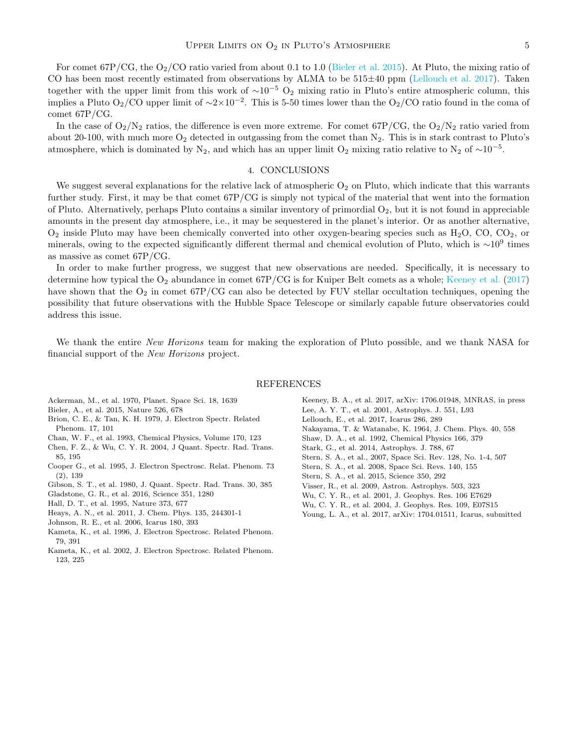For comet 67P/CG, the $O_2$/CO ratio varied from about 0.1 to 1.0 (Bieler et al. 2015). At Pluto, the mixing ratio of CO has been most recently estimated from observations by ALMA to be 515±40 ppm (Lellouch et al. 2017). Taken together with the upper limit from this work of $\sim 10^{-5}$ $O_2$ mixing ratio in Pluto's entire atmospheric column, this implies a Pluto $O_2$/CO upper limit of $\sim 2\times 10^{-2}$. This is 5-50 times lower than the $O_2$/CO ratio found in the coma of comet 67P/CG.

In the case of $O_2/N_2$ ratios, the difference is even more extreme. For comet 67P/CG, the $O_2/N_2$ ratio varied from about 20-100, with much more $O_2$ detected in outgassing from the comet than $N_2$. This is in stark contrast to Pluto's atmosphere, which is dominated by $N_2$, and which has an upper limit $O_2$ mixing ratio relative to $N_2$ of $\sim 10^{-5}$.

## 4. CONCLUSIONS

We suggest several explanations for the relative lack of atmospheric $O_2$ on Pluto, which indicate that this warrants further study. First, it may be that comet 67P/CG is simply not typical of the material that went into the formation of Pluto. Alternatively, perhaps Pluto contains a similar inventory of primordial $O_2$, but it is not found in appreciable amounts in the present day atmosphere, i.e., it may be sequestered in the planet's interior. Or as another alternative, $O_2$ inside Pluto may have been chemically converted into other oxygen-bearing species such as $H_2O$, CO, $CO_2$, or minerals, owing to the expected significantly different thermal and chemical evolution of Pluto, which is $\sim 10^9$ times as massive as comet 67P/CG.

In order to make further progress, we suggest that new observations are needed. Specifically, it is necessary to determine how typical the $O_2$ abundance in comet 67P/CG is for Kuiper Belt comets as a whole; Keeney et al. (2017) have shown that the $O_2$ in comet 67P/CG can also be detected by FUV stellar occultation techniques, opening the possibility that future observations with the Hubble Space Telescope or similarly capable future observatories could address this issue.

We thank the entire *New Horizons* team for making the exploration of Pluto possible, and we thank NASA for financial support of the *New Horizons* project.

## REFERENCES

Ackerman, M., et al. 1970, Planet. Space Sci. 18, 1639

Bieler, A., et al. 2015, Nature 526, 678

Brion, C. E., & Tan, K. H. 1979, J. Electron Spectr. Related Phenom. 17, 101

Chan, W. F., et al. 1993, Chemical Physics, Volume 170, 123

Chen, F. Z., & Wu, C. Y. R. 2004, J Quant. Spectr. Rad. Trans. 85, 195

Cooper G., et al. 1995, J. Electron Spectrosc. Relat. Phenom. 73 (2), 139

Gibson, S. T., et al. 1980, J. Quant. Spectr. Rad. Trans. 30, 385

Gladstone, G. R., et al. 2016, Science 351, 1280

Hall, D. T., et al. 1995, Nature 373, 677

Heays, A. N., et al. 2011, J. Chem. Phys. 135, 244301-1

Johnson, R. E., et al. 2006, Icarus 180, 393

Kameta, K., et al. 1996, J. Electron Spectrosc. Related Phenom. 79, 391

Kameta, K., et al. 2002, J. Electron Spectrosc. Related Phenom. 123, 225

Keeney, B. A., et al. 2017, arXiv: 1706.01948, MNRAS, in press

Lee, A. Y. T., et al. 2001, Astrophys. J. 551, L93

Lellouch, E., et al. 2017, Icarus 286, 289

Nakayama, T. & Watanabe, K. 1964, J. Chem. Phys. 40, 558

Shaw, D. A., et al. 1992, Chemical Physics 166, 379

Stark, G., et al. 2014, Astrophys. J. 788, 67

Stern, S. A., et al., 2007, Space Sci. Rev. 128, No. 1-4, 507

Stern, S. A., et al. 2008, Space Sci. Revs. 140, 155

Stern, S. A., et al. 2015, Science 350, 292

Visser, R., et al. 2009, Astron. Astrophys. 503, 323

Wu, C. Y. R., et al. 2001, J. Geophys. Res. 106 E7629

Wu, C. Y. R., et al. 2004, J. Geophys. Res. 109, E07S15

Young, L. A., et al. 2017, arXiv: 1704.01511, Icarus, submitted